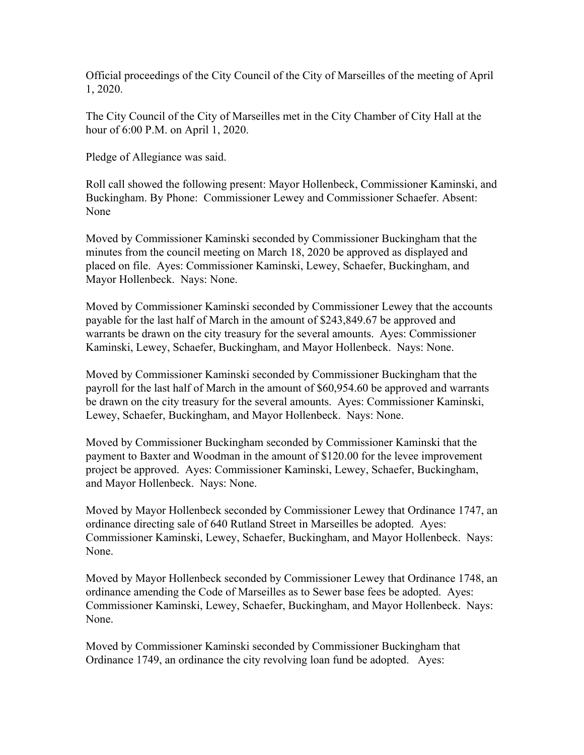Official proceedings of the City Council of the City of Marseilles of the meeting of April 1, 2020.

The City Council of the City of Marseilles met in the City Chamber of City Hall at the hour of 6:00 P.M. on April 1, 2020.

Pledge of Allegiance was said.

Roll call showed the following present: Mayor Hollenbeck, Commissioner Kaminski, and Buckingham. By Phone: Commissioner Lewey and Commissioner Schaefer. Absent: None

Moved by Commissioner Kaminski seconded by Commissioner Buckingham that the minutes from the council meeting on March 18, 2020 be approved as displayed and placed on file. Ayes: Commissioner Kaminski, Lewey, Schaefer, Buckingham, and Mayor Hollenbeck. Nays: None.

Moved by Commissioner Kaminski seconded by Commissioner Lewey that the accounts payable for the last half of March in the amount of $243,849.67 be approved and warrants be drawn on the city treasury for the several amounts. Ayes: Commissioner Kaminski, Lewey, Schaefer, Buckingham, and Mayor Hollenbeck. Nays: None.

Moved by Commissioner Kaminski seconded by Commissioner Buckingham that the payroll for the last half of March in the amount of $60,954.60 be approved and warrants be drawn on the city treasury for the several amounts. Ayes: Commissioner Kaminski, Lewey, Schaefer, Buckingham, and Mayor Hollenbeck. Nays: None.

Moved by Commissioner Buckingham seconded by Commissioner Kaminski that the payment to Baxter and Woodman in the amount of $120.00 for the levee improvement project be approved. Ayes: Commissioner Kaminski, Lewey, Schaefer, Buckingham, and Mayor Hollenbeck. Nays: None.

Moved by Mayor Hollenbeck seconded by Commissioner Lewey that Ordinance 1747, an ordinance directing sale of 640 Rutland Street in Marseilles be adopted. Ayes: Commissioner Kaminski, Lewey, Schaefer, Buckingham, and Mayor Hollenbeck. Nays: None.

Moved by Mayor Hollenbeck seconded by Commissioner Lewey that Ordinance 1748, an ordinance amending the Code of Marseilles as to Sewer base fees be adopted. Ayes: Commissioner Kaminski, Lewey, Schaefer, Buckingham, and Mayor Hollenbeck. Nays: None.

Moved by Commissioner Kaminski seconded by Commissioner Buckingham that Ordinance 1749, an ordinance the city revolving loan fund be adopted. Ayes: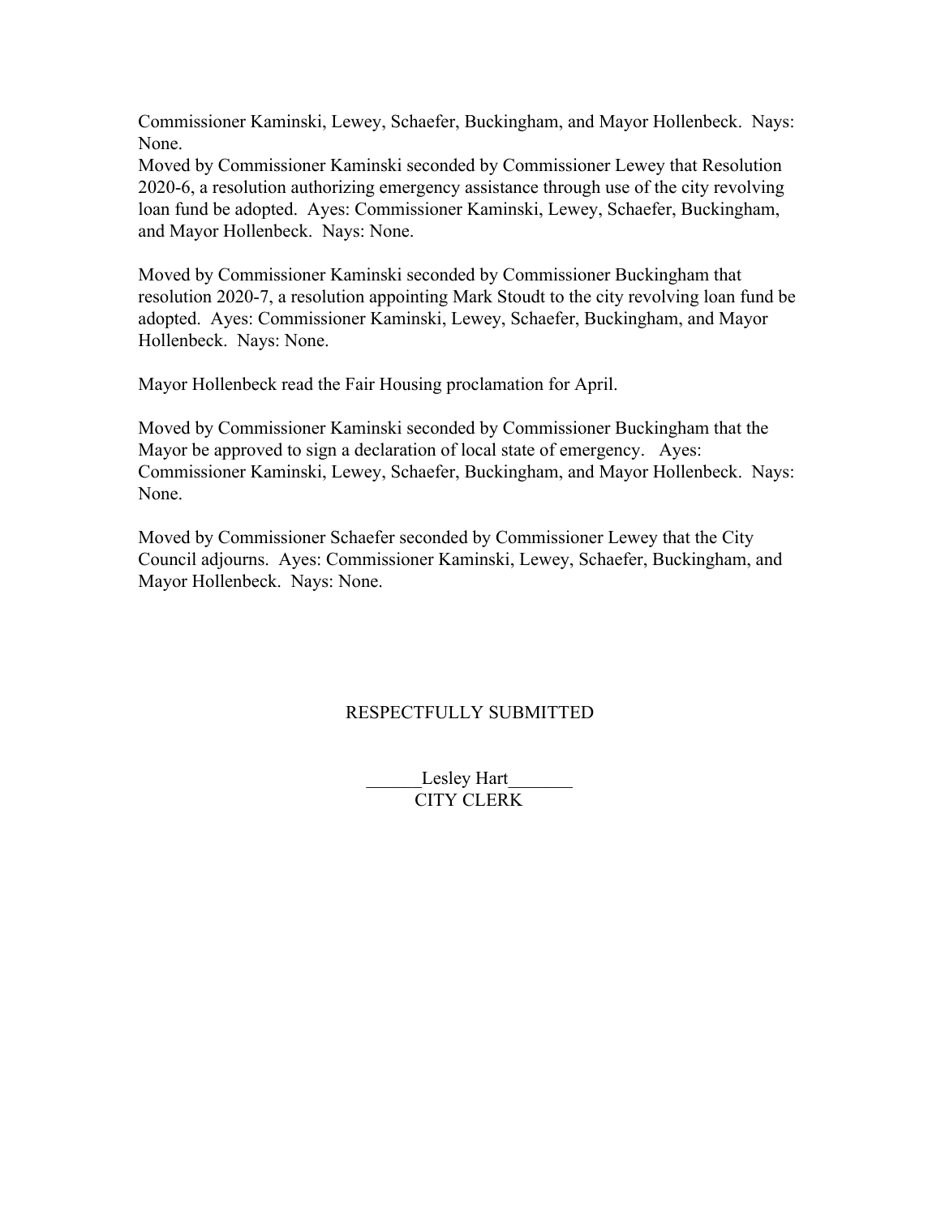Commissioner Kaminski, Lewey, Schaefer, Buckingham, and Mayor Hollenbeck. Nays: None.
Moved by Commissioner Kaminski seconded by Commissioner Lewey that Resolution 2020-6, a resolution authorizing emergency assistance through use of the city revolving loan fund be adopted. Ayes: Commissioner Kaminski, Lewey, Schaefer, Buckingham, and Mayor Hollenbeck. Nays: None.

Moved by Commissioner Kaminski seconded by Commissioner Buckingham that resolution 2020-7, a resolution appointing Mark Stoudt to the city revolving loan fund be adopted. Ayes: Commissioner Kaminski, Lewey, Schaefer, Buckingham, and Mayor Hollenbeck. Nays: None.

Mayor Hollenbeck read the Fair Housing proclamation for April.

Moved by Commissioner Kaminski seconded by Commissioner Buckingham that the Mayor be approved to sign a declaration of local state of emergency. Ayes: Commissioner Kaminski, Lewey, Schaefer, Buckingham, and Mayor Hollenbeck. Nays: None.

Moved by Commissioner Schaefer seconded by Commissioner Lewey that the City Council adjourns. Ayes: Commissioner Kaminski, Lewey, Schaefer, Buckingham, and Mayor Hollenbeck. Nays: None.

RESPECTFULLY SUBMITTED

______Lesley Hart_______
CITY CLERK